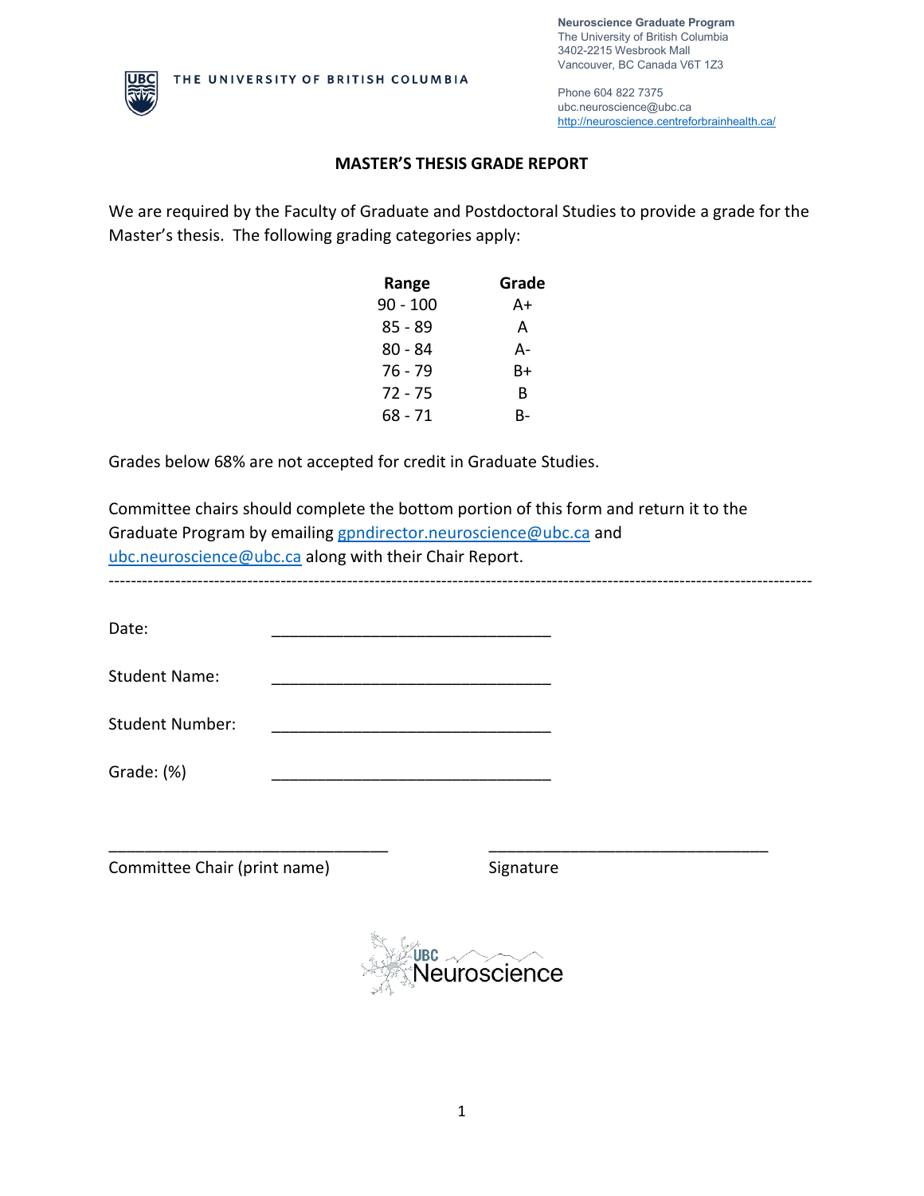**Neuroscience Graduate Program**
The University of British Columbia
3402-2215 Wesbrook Mall
Vancouver, BC Canada V6T 1Z3

Phone 604 822 7375
ubc.neuroscience@ubc.ca
http://neuroscience.centreforbrainhealth.ca/

THE UNIVERSITY OF BRITISH COLUMBIA

# MASTER'S THESIS GRADE REPORT

We are required by the Faculty of Graduate and Postdoctoral Studies to provide a grade for the Master's thesis. The following grading categories apply:

| Range | Grade |
|---|---|
| 90 - 100 | A+ |
| 85 - 89 | A |
| 80 - 84 | A- |
| 76 - 79 | B+ |
| 72 - 75 | B |
| 68 - 71 | B- |

Grades below 68% are not accepted for credit in Graduate Studies.

Committee chairs should complete the bottom portion of this form and return it to the Graduate Program by emailing gpndirector.neuroscience@ubc.ca and ubc.neuroscience@ubc.ca along with their Chair Report.

---

Date: _______________________________

Student Name: _______________________________

Student Number: _______________________________

Grade: (%) _______________________________

_______________________________ _______________________________
Committee Chair (print name) Signature

UBC Neuroscience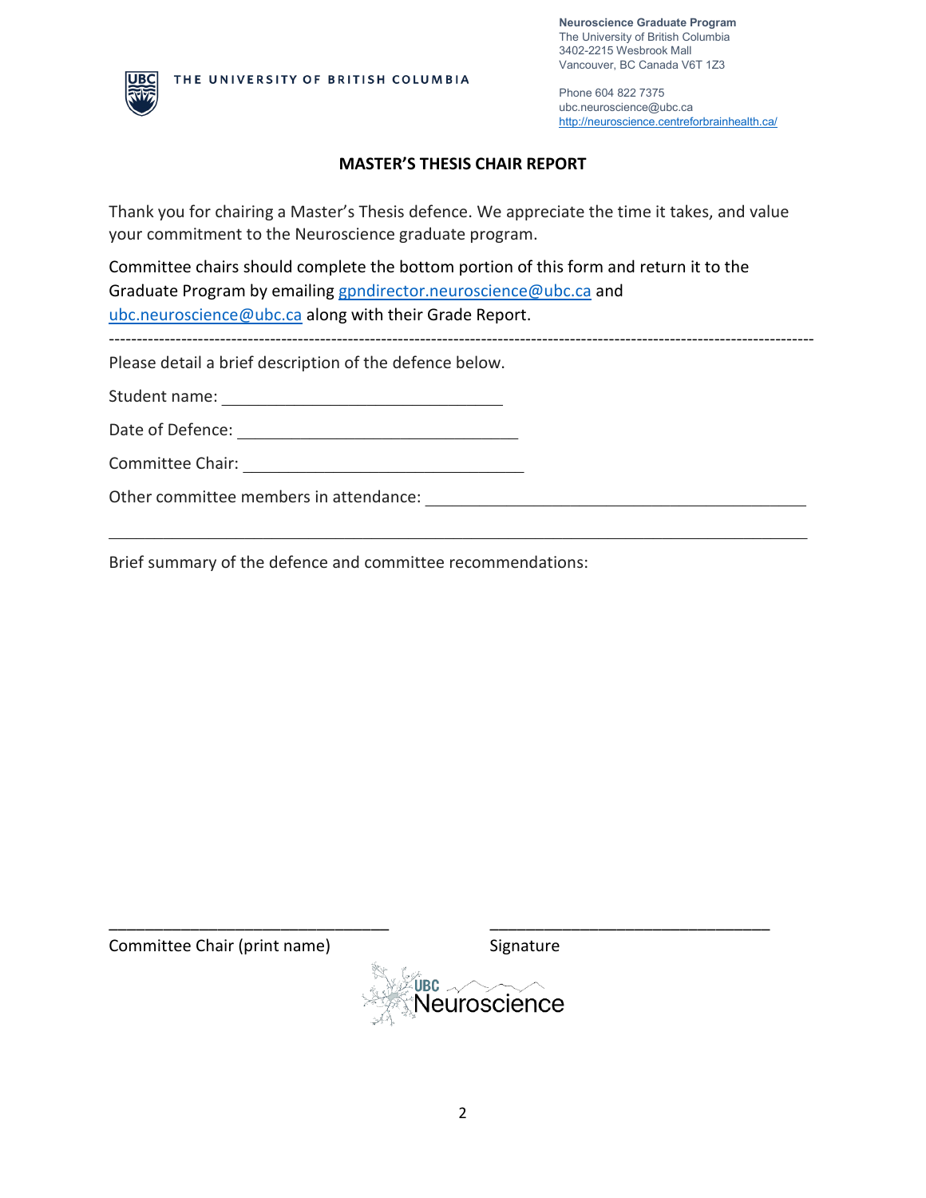**Neuroscience Graduate Program**
The University of British Columbia
3402-2215 Wesbrook Mall
Vancouver, BC Canada V6T 1Z3

Phone 604 822 7375
ubc.neuroscience@ubc.ca
http://neuroscience.centreforbrainhealth.ca/

THE UNIVERSITY OF BRITISH COLUMBIA

## MASTER'S THESIS CHAIR REPORT

Thank you for chairing a Master's Thesis defence. We appreciate the time it takes, and value your commitment to the Neuroscience graduate program.

Committee chairs should complete the bottom portion of this form and return it to the Graduate Program by emailing gpndirector.neuroscience@ubc.ca and ubc.neuroscience@ubc.ca along with their Grade Report.

---

Please detail a brief description of the defence below.

Student name: ______________________________

Date of Defence: ______________________________

Committee Chair: ______________________________

Other committee members in attendance: ____________________________________________

______________________________________________________________________________

Brief summary of the defence and committee recommendations:

______________________________ ______________________________
Committee Chair (print name) Signature

UBC Neuroscience